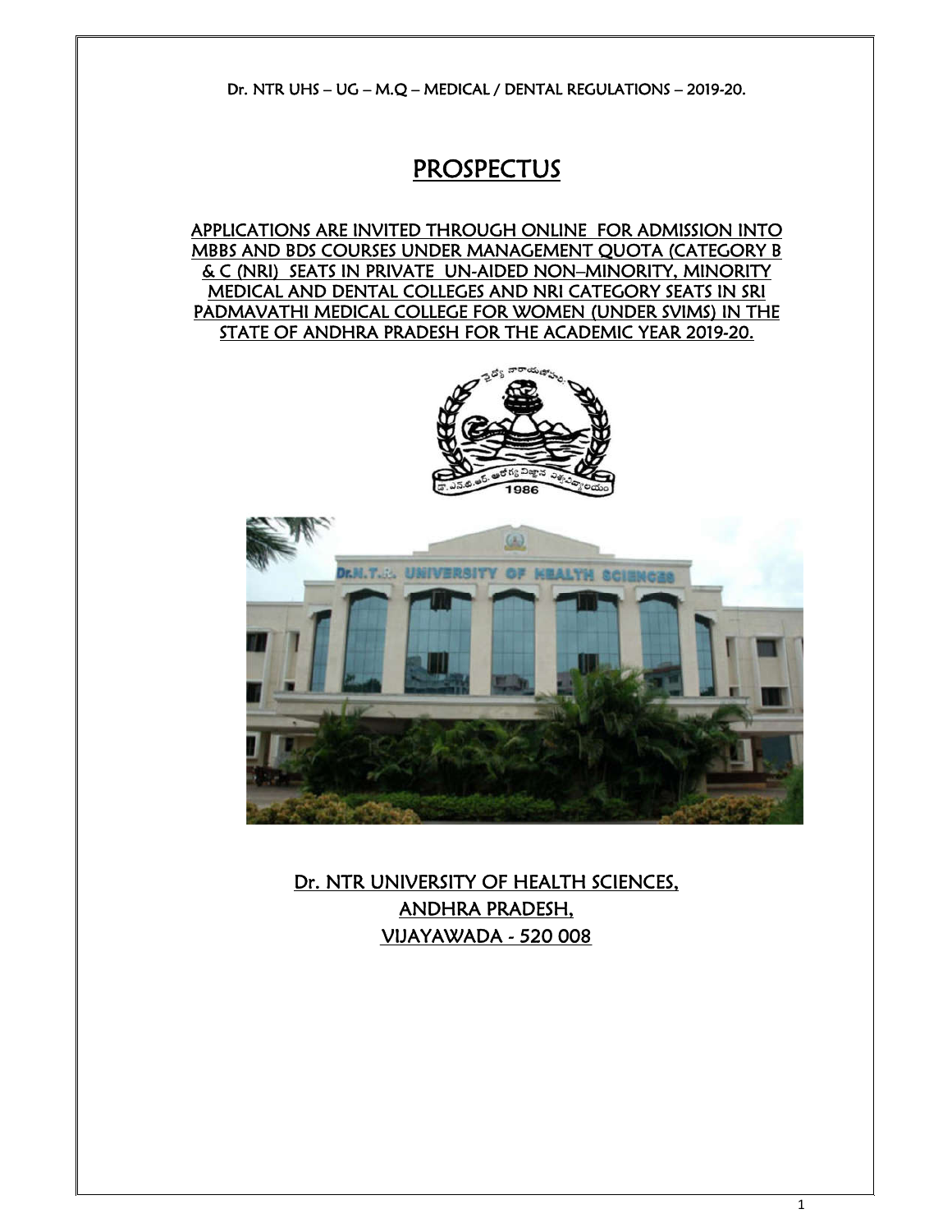Dr. NTR UHS – UG – M.Q – MEDICAL / DENTAL REGULATIONS – 2019-20.

# PROSPECTUS

## APPLICATIONS ARE INVITED THROUGH ONLINE FOR ADMISSION INTO MBBS AND BDS COURSES UNDER MANAGEMENT QUOTA (CATEGORY B & C (NRI) SEATS IN PRIVATE UN-AIDED NON–MINORITY, MINORITY MEDICAL AND DENTAL COLLEGES AND NRI CATEGORY SEATS IN SRI PADMAVATHI MEDICAL COLLEGE FOR WOMEN (UNDER SVIMS) IN THE STATE OF ANDHRA PRADESH FOR THE ACADEMIC YEAR 2019-20.

## Dr. NTR UNIVERSITY OF HEALTH SCIENCES, ANDHRA PRADESH, VIJAYAWADA - 520 008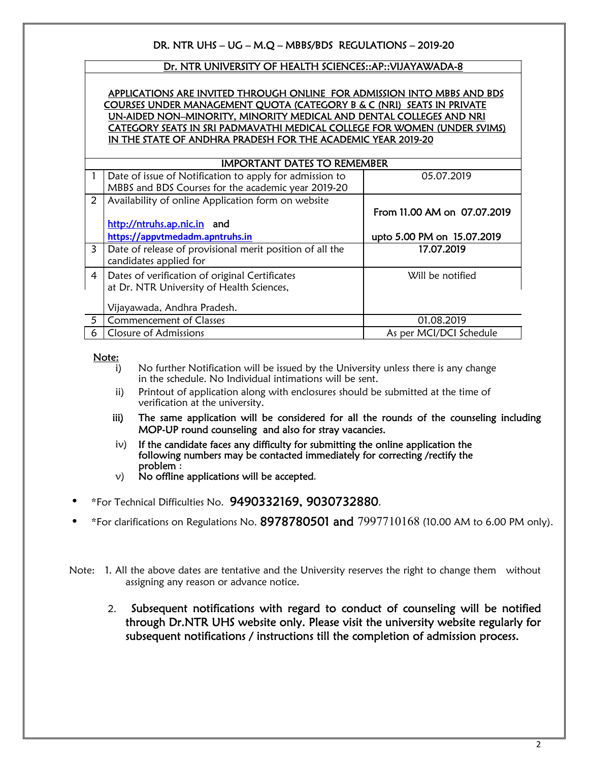DR. NTR UHS – UG – M.Q – MBBS/BDS REGULATIONS – 2019-20

## Dr. NTR UNIVERSITY OF HEALTH SCIENCES::AP::VIJAYAWADA-8

**APPLICATIONS ARE INVITED THROUGH ONLINE FOR ADMISSION INTO MBBS AND BDS COURSES UNDER MANAGEMENT QUOTA (CATEGORY B & C (NRI) SEATS IN PRIVATE UN-AIDED NON–MINORITY, MINORITY MEDICAL AND DENTAL COLLEGES AND NRI CATEGORY SEATS IN SRI PADMAVATHI MEDICAL COLLEGE FOR WOMEN (UNDER SVIMS) IN THE STATE OF ANDHRA PRADESH FOR THE ACADEMIC YEAR 2019-20**

| IMPORTANT DATES TO REMEMBER | | |
|---|---|---|
| 1 | Date of issue of Notification to apply for admission to MBBS and BDS Courses for the academic year 2019-20 | 05.07.2019 |
| 2 | Availability of online Application form on website http://ntruhs.ap.nic.in and https://appvtmedadm.apntruhs.in | From 11.00 AM on 07.07.2019 upto 5.00 PM on 15.07.2019 |
| 3 | Date of release of provisional merit position of all the candidates applied for | 17.07.2019 |
| 4 | Dates of verification of original Certificates at Dr. NTR University of Health Sciences, Vijayawada, Andhra Pradesh. | Will be notified |
| 5 | Commencement of Classes | 01.08.2019 |
| 6 | Closure of Admissions | As per MCI/DCI Schedule |

**Note:**

i) No further Notification will be issued by the University unless there is any change in the schedule. No Individual intimations will be sent.

ii) Printout of application along with enclosures should be submitted at the time of verification at the university.

iii) **The same application will be considered for all the rounds of the counseling including MOP-UP round counseling and also for stray vacancies.**

iv) If the candidate faces any difficulty for submitting the online application the following numbers may be contacted immediately for correcting /rectify the problem :

v) No offline applications will be accepted.

- *For Technical Difficulties No. 9490332169, 9030732880.
- *For clarifications on Regulations No. 8978780501 and 7997710168 (10.00 AM to 6.00 PM only).

Note: 1. All the above dates are tentative and the University reserves the right to change them without assigning any reason or advance notice.

2. Subsequent notifications with regard to conduct of counseling will be notified through Dr.NTR UHS website only. Please visit the university website regularly for subsequent notifications / instructions till the completion of admission process.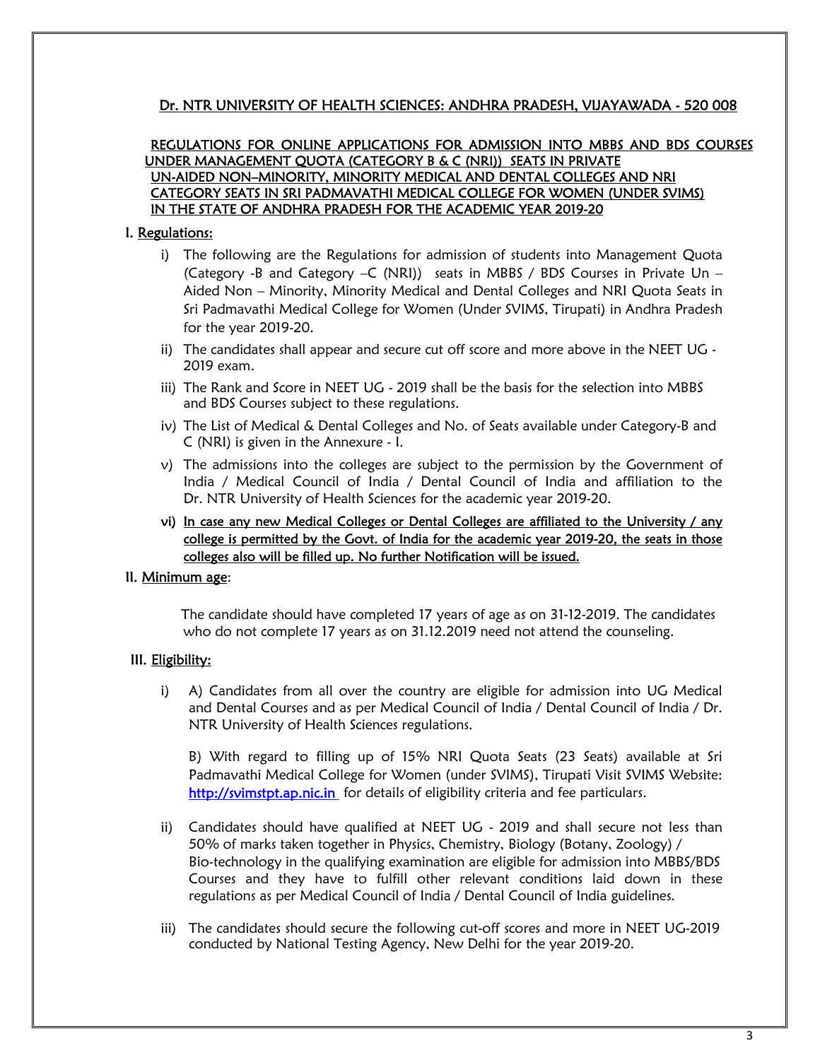## Dr. NTR UNIVERSITY OF HEALTH SCIENCES: ANDHRA PRADESH, VIJAYAWADA - 520 008

### REGULATIONS FOR ONLINE APPLICATIONS FOR ADMISSION INTO MBBS AND BDS COURSES UNDER MANAGEMENT QUOTA (CATEGORY B & C (NRI)) SEATS IN PRIVATE UN-AIDED NON–MINORITY, MINORITY MEDICAL AND DENTAL COLLEGES AND NRI CATEGORY SEATS IN SRI PADMAVATHI MEDICAL COLLEGE FOR WOMEN (UNDER SVIMS) IN THE STATE OF ANDHRA PRADESH FOR THE ACADEMIC YEAR 2019-20

**I. Regulations:**

i) The following are the Regulations for admission of students into Management Quota (Category -B and Category –C (NRI)) seats in MBBS / BDS Courses in Private Un – Aided Non – Minority, Minority Medical and Dental Colleges and NRI Quota Seats in Sri Padmavathi Medical College for Women (Under SVIMS, Tirupati) in Andhra Pradesh for the year 2019-20.

ii) The candidates shall appear and secure cut off score and more above in the NEET UG - 2019 exam.

iii) The Rank and Score in NEET UG - 2019 shall be the basis for the selection into MBBS and BDS Courses subject to these regulations.

iv) The List of Medical & Dental Colleges and No. of Seats available under Category-B and C (NRI) is given in the Annexure - I.

v) The admissions into the colleges are subject to the permission by the Government of India / Medical Council of India / Dental Council of India and affiliation to the Dr. NTR University of Health Sciences for the academic year 2019-20.

vi) In case any new Medical Colleges or Dental Colleges are affiliated to the University / any college is permitted by the Govt. of India for the academic year 2019-20, the seats in those colleges also will be filled up. No further Notification will be issued.

**II. Minimum age:**

The candidate should have completed 17 years of age as on 31-12-2019. The candidates who do not complete 17 years as on 31.12.2019 need not attend the counseling.

**III. Eligibility:**

i) A) Candidates from all over the country are eligible for admission into UG Medical and Dental Courses and as per Medical Council of India / Dental Council of India / Dr. NTR University of Health Sciences regulations.

B) With regard to filling up of 15% NRI Quota Seats (23 Seats) available at Sri Padmavathi Medical College for Women (under SVIMS), Tirupati Visit SVIMS Website: http://svimstpt.ap.nic.in for details of eligibility criteria and fee particulars.

ii) Candidates should have qualified at NEET UG - 2019 and shall secure not less than 50% of marks taken together in Physics, Chemistry, Biology (Botany, Zoology) / Bio-technology in the qualifying examination are eligible for admission into MBBS/BDS Courses and they have to fulfill other relevant conditions laid down in these regulations as per Medical Council of India / Dental Council of India guidelines.

iii) The candidates should secure the following cut-off scores and more in NEET UG-2019 conducted by National Testing Agency, New Delhi for the year 2019-20.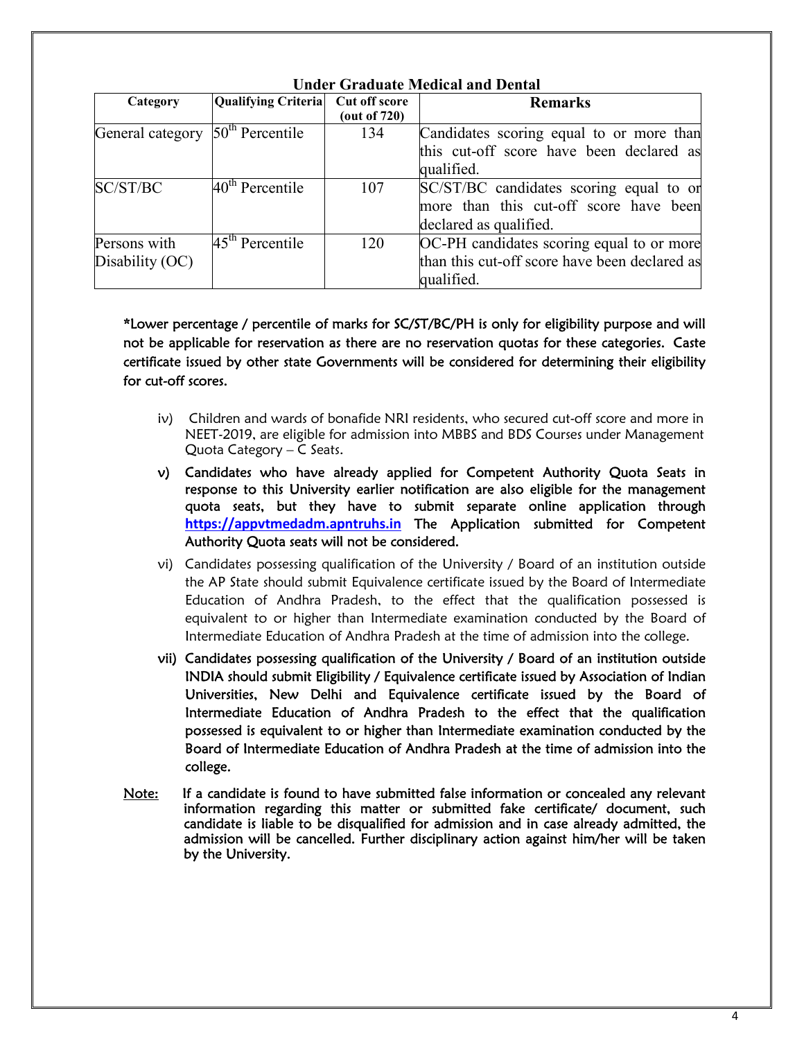### Under Graduate Medical and Dental

| Category | Qualifying Criteria | Cut off score (out of 720) | Remarks |
|---|---|---|---|
| General category | 50th Percentile | 134 | Candidates scoring equal to or more than this cut-off score have been declared as qualified. |
| SC/ST/BC | 40th Percentile | 107 | SC/ST/BC candidates scoring equal to or more than this cut-off score have been declared as qualified. |
| Persons with Disability (OC) | 45th Percentile | 120 | OC-PH candidates scoring equal to or more than this cut-off score have been declared as qualified. |

**\*Lower percentage / percentile of marks for SC/ST/BC/PH is only for eligibility purpose and will not be applicable for reservation as there are no reservation quotas for these categories. Caste certificate issued by other state Governments will be considered for determining their eligibility for cut-off scores.**

iv) Children and wards of bonafide NRI residents, who secured cut-off score and more in NEET-2019, are eligible for admission into MBBS and BDS Courses under Management Quota Category – C Seats.

**v) Candidates who have already applied for Competent Authority Quota Seats in response to this University earlier notification are also eligible for the management quota seats, but they have to submit separate online application through [https://appvtmedadm.apntruhs.in](https://appvtmedadm.apntruhs.in) The Application submitted for Competent Authority Quota seats will not be considered.**

vi) Candidates possessing qualification of the University / Board of an institution outside the AP State should submit Equivalence certificate issued by the Board of Intermediate Education of Andhra Pradesh, to the effect that the qualification possessed is equivalent to or higher than Intermediate examination conducted by the Board of Intermediate Education of Andhra Pradesh at the time of admission into the college.

**vii) Candidates possessing qualification of the University / Board of an institution outside INDIA should submit Eligibility / Equivalence certificate issued by Association of Indian Universities, New Delhi and Equivalence certificate issued by the Board of Intermediate Education of Andhra Pradesh to the effect that the qualification possessed is equivalent to or higher than Intermediate examination conducted by the Board of Intermediate Education of Andhra Pradesh at the time of admission into the college.**

**<u>Note:</u> If a candidate is found to have submitted false information or concealed any relevant information regarding this matter or submitted fake certificate/ document, such candidate is liable to be disqualified for admission and in case already admitted, the admission will be cancelled. Further disciplinary action against him/her will be taken by the University.**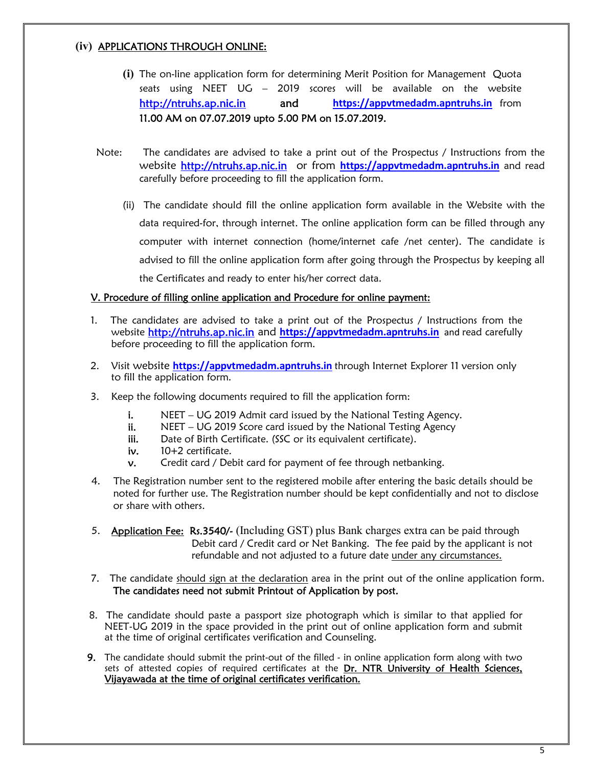## (iv) APPLICATIONS THROUGH ONLINE:

**(i)** The on-line application form for determining Merit Position for Management Quota seats using NEET UG – 2019 scores will be available on the website http://ntruhs.ap.nic.in **and** **https://appvtmedadm.apntruhs.in** from **11.00 AM on 07.07.2019 upto 5.00 PM on 15.07.2019.**

Note: The candidates are advised to take a print out of the Prospectus / Instructions from the website http://ntruhs.ap.nic.in or from **https://appvtmedadm.apntruhs.in** and read carefully before proceeding to fill the application form.

(ii) The candidate should fill the online application form available in the Website with the data required-for, through internet. The online application form can be filled through any computer with internet connection (home/internet cafe /net center). The candidate is advised to fill the online application form after going through the Prospectus by keeping all the Certificates and ready to enter his/her correct data.

## V. Procedure of filling online application and Procedure for online payment:

1. The candidates are advised to take a print out of the Prospectus / Instructions from the website **http://ntruhs.ap.nic.in** and **https://appvtmedadm.apntruhs.in** and read carefully before proceeding to fill the application form.

2. Visit website **https://appvtmedadm.apntruhs.in** through Internet Explorer 11 version only to fill the application form.

3. Keep the following documents required to fill the application form:
   - **i.** NEET – UG 2019 Admit card issued by the National Testing Agency.
   - **ii.** NEET – UG 2019 Score card issued by the National Testing Agency
   - **iii.** Date of Birth Certificate. (SSC or its equivalent certificate).
   - **iv.** 10+2 certificate.
   - **v.** Credit card / Debit card for payment of fee through netbanking.

4. The Registration number sent to the registered mobile after entering the basic details should be noted for further use. The Registration number should be kept confidentially and not to disclose or share with others.

5. Application Fee: Rs.3540/- (Including GST) plus Bank charges extra can be paid through Debit card / Credit card or Net Banking. The fee paid by the applicant is not refundable and not adjusted to a future date under any circumstances.

7. The candidate should sign at the declaration area in the print out of the online application form. **The candidates need not submit Printout of Application by post.**

8. The candidate should paste a passport size photograph which is similar to that applied for NEET-UG 2019 in the space provided in the print out of online application form and submit at the time of original certificates verification and Counseling.

9. The candidate should submit the print-out of the filled - in online application form along with two sets of attested copies of required certificates at the Dr. NTR University of Health Sciences, Vijayawada at the time of original certificates verification.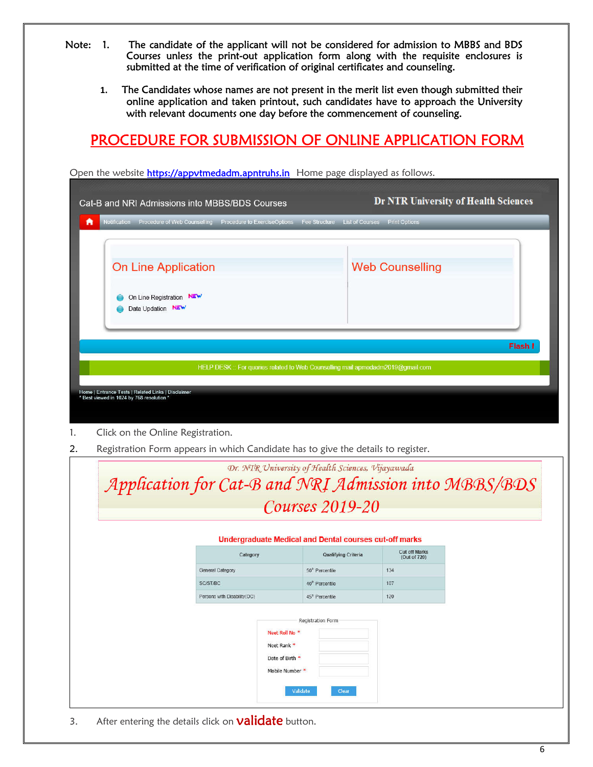Note: 1. The candidate of the applicant will not be considered for admission to MBBS and BDS Courses unless the print-out application form along with the requisite enclosures is submitted at the time of verification of original certificates and counseling.

1. The Candidates whose names are not present in the merit list even though submitted their online application and taken printout, such candidates have to approach the University with relevant documents one day before the commencement of counseling.

## PROCEDURE FOR SUBMISSION OF ONLINE APPLICATION FORM

Open the website https://appvtmedadm.apntruhs.in Home page displayed as follows.

Cat-B and NRI Admissions into MBBS/BDS Courses — Dr NTR University of Health Sciences

Notification | Procedure of Web Counselling | Procedure to ExerciseOptions | Fee Structure | List of Courses | Print Options

**On Line Application**

- On Line Registration NEW
- Data Updation NEW

**Web Counselling**

Flash !

HELP DESK :: For queries related to Web Counselling mail apmedadm2019@gmail.com

Home | Entrance Tests | Related Links | Disclaimer
* Best viewed in 1024 by 768 resolution *

1. Click on the Online Registration.
2. Registration Form appears in which Candidate has to give the details to register.

*Dr. NTR University of Health Sciences, Vijayawada*

*Application for Cat-B and NRI Admission into MBBS/BDS Courses 2019-20*

**Undergraduate Medical and Dental courses cut-off marks**

| Category | Qualifying Criteria | Cut off Marks (Out of 720) |
|---|---|---|
| General Category | 50th Percentile | 134 |
| SC/ST/BC | 40th Percentile | 107 |
| Persons with Disability(OC) | 45th Percentile | 120 |

Registration Form

- Neet Roll No *
- Neet Rank *
- Date of Birth *
- Mobile Number *

Validate | Clear

3. After entering the details click on **validate** button.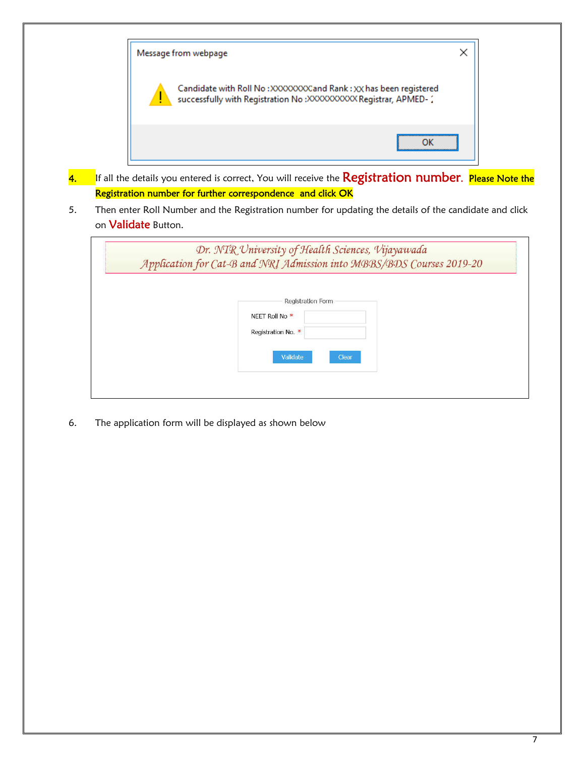Message from webpage

Candidate with Roll No :XXXXXXXX and Rank : XX has been registered successfully with Registration No :XXXXXXXXXX Registrar, APMED- 2

OK

4. If all the details you entered is correct, You will receive the **Registration number**. **Please Note the Registration number for further correspondence and click OK**

5. Then enter Roll Number and the Registration number for updating the details of the candidate and click on **Validate** Button.

*Dr. NTR University of Health Sciences, Vijayawada*
*Application for Cat-B and NRI Admission into MBBS/BDS Courses 2019-20*

Registration Form

NEET Roll No *

Registration No. *

Validate Clear

6. The application form will be displayed as shown below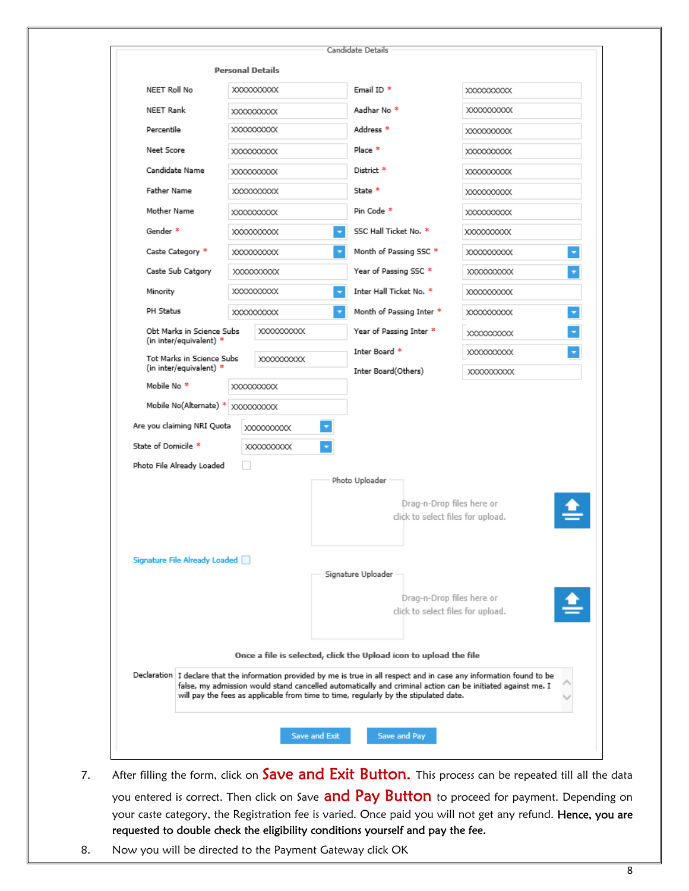Candidate Details

**Personal Details**

| Field | Value | Field | Value |
|---|---|---|---|
| NEET Roll No | XXXXXXXXXX | Email ID * | XXXXXXXXXX |
| NEET Rank | XXXXXXXXXX | Aadhar No * | XXXXXXXXXX |
| Percentile | XXXXXXXXXX | Address * | XXXXXXXXXX |
| Neet Score | XXXXXXXXXX | Place * | XXXXXXXXXX |
| Candidate Name | XXXXXXXXXX | District * | XXXXXXXXXX |
| Father Name | XXXXXXXXXX | State * | XXXXXXXXXX |
| Mother Name | XXXXXXXXXX | Pin Code * | XXXXXXXXXX |
| Gender * | XXXXXXXXXX | SSC Hall Ticket No. * | XXXXXXXXXX |
| Caste Category * | XXXXXXXXXX | Month of Passing SSC * | XXXXXXXXXX |
| Caste Sub Catgory | XXXXXXXXXX | Year of Passing SSC * | XXXXXXXXXX |
| Minority | XXXXXXXXXX | Inter Hall Ticket No. * | XXXXXXXXXX |
| PH Status | XXXXXXXXXX | Month of Passing Inter * | XXXXXXXXXX |
| Obt Marks in Science Subs (in inter/equivalent) * | XXXXXXXXXX | Year of Passing Inter * | XXXXXXXXXX |
| Tot Marks in Science Subs (in inter/equivalent) * | XXXXXXXXXX | Inter Board * | XXXXXXXXXX |
| Mobile No * | XXXXXXXXXX | Inter Board(Others) | XXXXXXXXXX |
| Mobile No(Alternate) * | XXXXXXXXXX | | |
| Are you claiming NRI Quota | XXXXXXXXXX | | |
| State of Domicile * | XXXXXXXXXX | | |
| Photo File Already Loaded | ☐ | | |

Photo Uploader

Drag-n-Drop files here or click to select files for upload.

Signature File Already Loaded ☐

Signature Uploader

Drag-n-Drop files here or click to select files for upload.

**Once a file is selected, click the Upload icon to upload the file**

Declaration: I declare that the information provided by me is true in all respect and in case any information found to be false, my admission would stand cancelled automatically and criminal action can be initiated against me. I will pay the fees as applicable from time to time, regularly by the stipulated date.

[Save and Exit] [Save and Pay]

7. After filling the form, click on **Save and Exit Button.** This process can be repeated till all the data you entered is correct. Then click on Save **and Pay Button** to proceed for payment. Depending on your caste category, the Registration fee is varied. Once paid you will not get any refund. **Hence, you are requested to double check the eligibility conditions yourself and pay the fee.**
8. Now you will be directed to the Payment Gateway click OK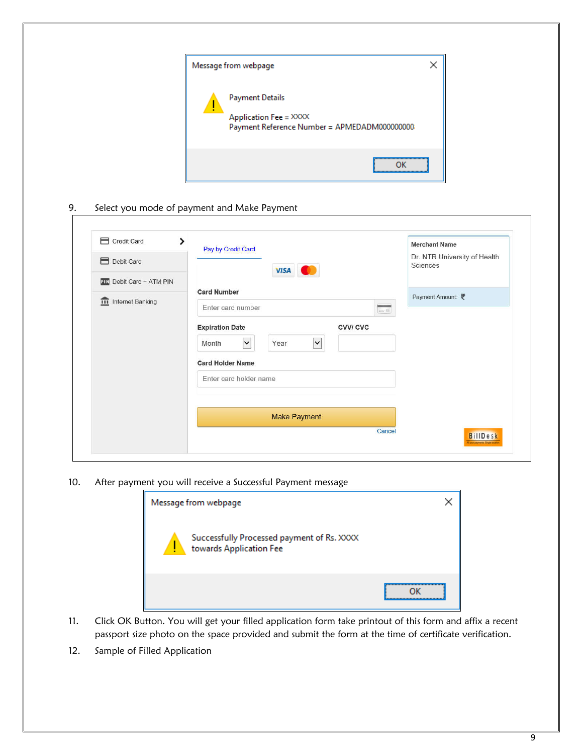Message from webpage

Payment Details

Application Fee = XXXX
Payment Reference Number = APMEDADM000000000

OK

9. Select you mode of payment and Make Payment

Credit Card
Debit Card
Debit Card + ATM PIN
Internet Banking

Pay by Credit Card

Card Number
Enter card number

Expiration Date
Month
Year

CVV/ CVC

Card Holder Name
Enter card holder name

Make Payment

Cancel

Merchant Name
Dr. NTR University of Health Sciences

Payment Amount: ₹

BillDesk

10. After payment you will receive a Successful Payment message

Message from webpage

Successfully Processed payment of Rs. XXXX towards Application Fee

OK

11. Click OK Button. You will get your filled application form take printout of this form and affix a recent passport size photo on the space provided and submit the form at the time of certificate verification.

12. Sample of Filled Application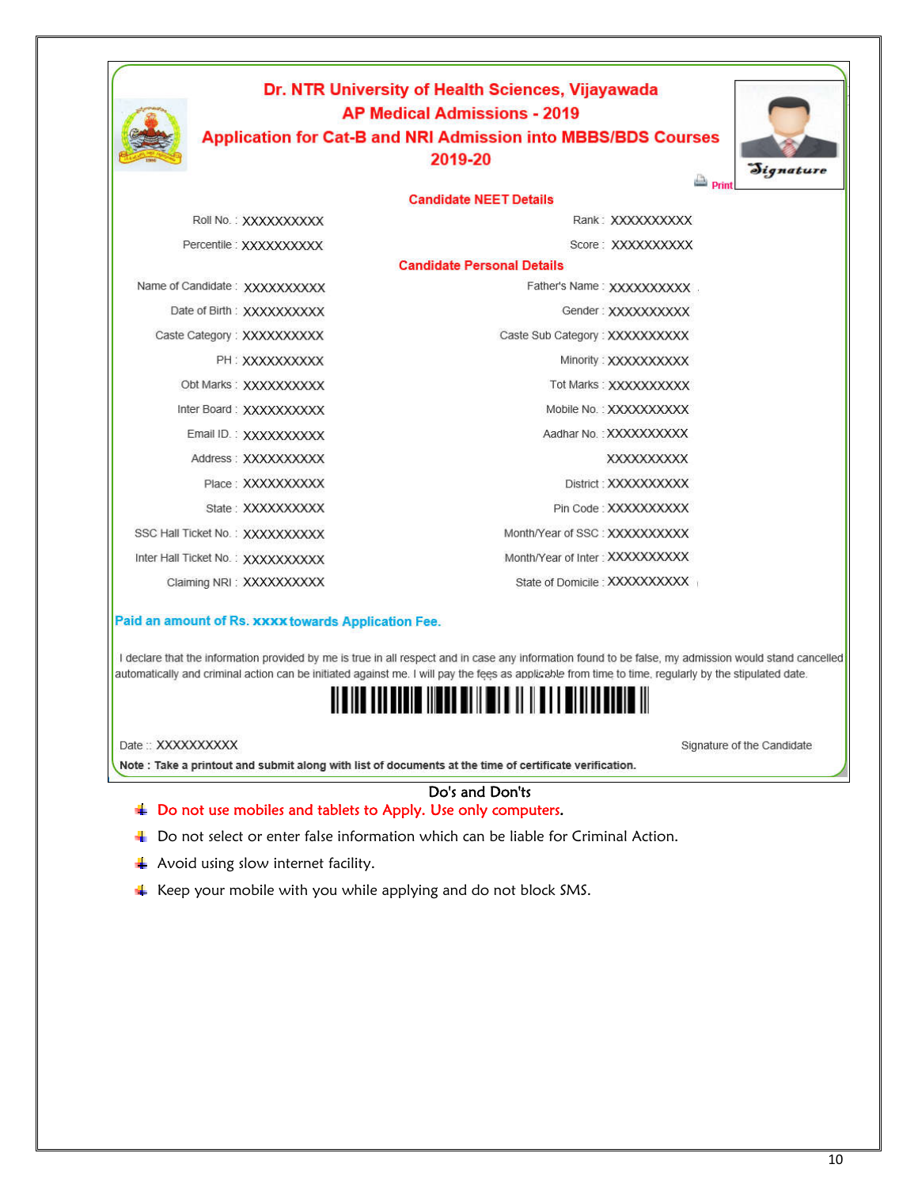# Dr. NTR University of Health Sciences, Vijayawada

## AP Medical Admissions - 2019

## Application for Cat-B and NRI Admission into MBBS/BDS Courses 2019-20

Signature

Print

### Candidate NEET Details

| | | | |
|---|---|---|---|
| Roll No. : | XXXXXXXXXX | Rank : | XXXXXXXXXX |
| Percentile : | XXXXXXXXXX | Score : | XXXXXXXXXX |

### Candidate Personal Details

| | | | |
|---|---|---|---|
| Name of Candidate : | XXXXXXXXXX | Father's Name : | XXXXXXXXXX |
| Date of Birth : | XXXXXXXXXX | Gender : | XXXXXXXXXX |
| Caste Category : | XXXXXXXXXX | Caste Sub Category : | XXXXXXXXXX |
| PH : | XXXXXXXXXX | Minority : | XXXXXXXXXX |
| Obt Marks : | XXXXXXXXXX | Tot Marks : | XXXXXXXXXX |
| Inter Board : | XXXXXXXXXX | Mobile No. : | XXXXXXXXXX |
| Email ID. : | XXXXXXXXXX | Aadhar No. : | XXXXXXXXXX |
| Address : | XXXXXXXXXX | | XXXXXXXXXX |
| Place : | XXXXXXXXXX | District : | XXXXXXXXXX |
| State : | XXXXXXXXXX | Pin Code : | XXXXXXXXXX |
| SSC Hall Ticket No. : | XXXXXXXXXX | Month/Year of SSC : | XXXXXXXXXX |
| Inter Hall Ticket No. : | XXXXXXXXXX | Month/Year of Inter : | XXXXXXXXXX |
| Claiming NRI : | XXXXXXXXXX | State of Domicile : | XXXXXXXXXX |

**Paid an amount of Rs. xxxx towards Application Fee.**

I declare that the information provided by me is true in all respect and in case any information found to be false, my admission would stand cancelled automatically and criminal action can be initiated against me. I will pay the fees as applicable from time to time, regularly by the stipulated date.

Date :: XXXXXXXXXX

Signature of the Candidate

**Note : Take a printout and submit along with list of documents at the time of certificate verification.**

### Do's and Don'ts

- Do not use mobiles and tablets to Apply. Use only computers.
- Do not select or enter false information which can be liable for Criminal Action.
- Avoid using slow internet facility.
- Keep your mobile with you while applying and do not block SMS.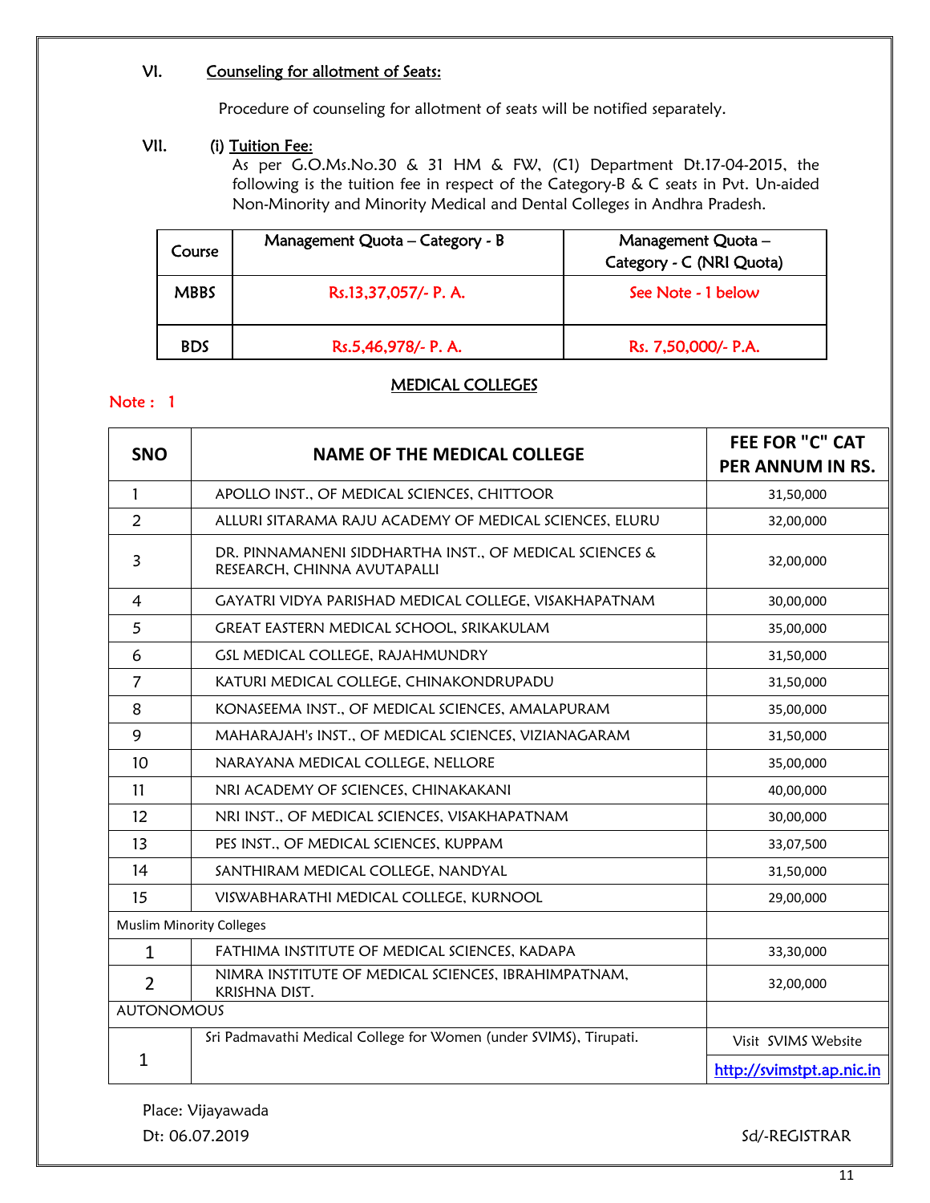## VI. Counseling for allotment of Seats:

Procedure of counseling for allotment of seats will be notified separately.

## VII. (i) Tuition Fee:

As per G.O.Ms.No.30 & 31 HM & FW, (C1) Department Dt.17-04-2015, the following is the tuition fee in respect of the Category-B & C seats in Pvt. Un-aided Non-Minority and Minority Medical and Dental Colleges in Andhra Pradesh.

| Course | Management Quota – Category - B | Management Quota – Category - C (NRI Quota) |
|---|---|---|
| MBBS | Rs.13,37,057/- P. A. | See Note - 1 below |
| BDS | Rs.5,46,978/- P. A. | Rs. 7,50,000/- P.A. |

### MEDICAL COLLEGES

Note : 1

| SNO | NAME OF THE MEDICAL COLLEGE | FEE FOR "C" CAT PER ANNUM IN RS. |
|---|---|---|
| 1 | APOLLO INST., OF MEDICAL SCIENCES, CHITTOOR | 31,50,000 |
| 2 | ALLURI SITARAMA RAJU ACADEMY OF MEDICAL SCIENCES, ELURU | 32,00,000 |
| 3 | DR. PINNAMANENI SIDDHARTHA INST., OF MEDICAL SCIENCES & RESEARCH, CHINNA AVUTAPALLI | 32,00,000 |
| 4 | GAYATRI VIDYA PARISHAD MEDICAL COLLEGE, VISAKHAPATNAM | 30,00,000 |
| 5 | GREAT EASTERN MEDICAL SCHOOL, SRIKAKULAM | 35,00,000 |
| 6 | GSL MEDICAL COLLEGE, RAJAHMUNDRY | 31,50,000 |
| 7 | KATURI MEDICAL COLLEGE, CHINAKONDRUPADU | 31,50,000 |
| 8 | KONASEEMA INST., OF MEDICAL SCIENCES, AMALAPURAM | 35,00,000 |
| 9 | MAHARAJAH's INST., OF MEDICAL SCIENCES, VIZIANAGARAM | 31,50,000 |
| 10 | NARAYANA MEDICAL COLLEGE, NELLORE | 35,00,000 |
| 11 | NRI ACADEMY OF SCIENCES, CHINAKAKANI | 40,00,000 |
| 12 | NRI INST., OF MEDICAL SCIENCES, VISAKHAPATNAM | 30,00,000 |
| 13 | PES INST., OF MEDICAL SCIENCES, KUPPAM | 33,07,500 |
| 14 | SANTHIRAM MEDICAL COLLEGE, NANDYAL | 31,50,000 |
| 15 | VISWABHARATHI MEDICAL COLLEGE, KURNOOL | 29,00,000 |
| Muslim Minority Colleges | | |
| 1 | FATHIMA INSTITUTE OF MEDICAL SCIENCES, KADAPA | 33,30,000 |
| 2 | NIMRA INSTITUTE OF MEDICAL SCIENCES, IBRAHIMPATNAM, KRISHNA DIST. | 32,00,000 |
| AUTONOMOUS | | |
| 1 | Sri Padmavathi Medical College for Women (under SVIMS), Tirupati. | Visit SVIMS Website http://svimstpt.ap.nic.in |

Place: Vijayawada

Dt: 06.07.2019

Sd/-REGISTRAR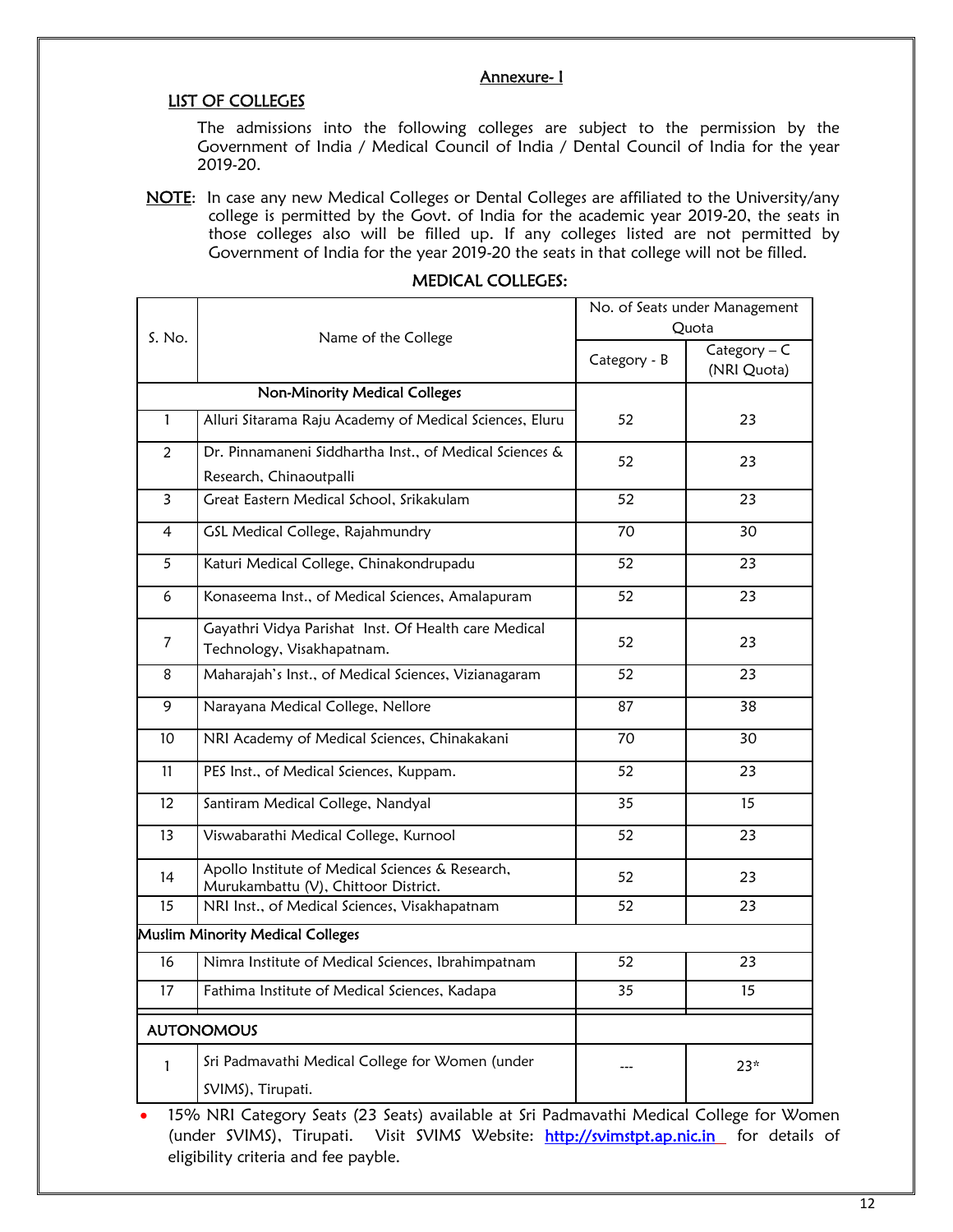## Annexure- I

### LIST OF COLLEGES

The admissions into the following colleges are subject to the permission by the Government of India / Medical Council of India / Dental Council of India for the year 2019-20.

**NOTE**: In case any new Medical Colleges or Dental Colleges are affiliated to the University/any college is permitted by the Govt. of India for the academic year 2019-20, the seats in those colleges also will be filled up. If any colleges listed are not permitted by Government of India for the year 2019-20 the seats in that college will not be filled.

### MEDICAL COLLEGES:

| S. No. | Name of the College | No. of Seats under Management Quota | |
|---|---|---|---|
| | | Category - B | Category – C (NRI Quota) |
| | **Non-Minority Medical Colleges** | | |
| 1 | Alluri Sitarama Raju Academy of Medical Sciences, Eluru | 52 | 23 |
| 2 | Dr. Pinnamaneni Siddhartha Inst., of Medical Sciences & Research, Chinaoutpalli | 52 | 23 |
| 3 | Great Eastern Medical School, Srikakulam | 52 | 23 |
| 4 | GSL Medical College, Rajahmundry | 70 | 30 |
| 5 | Katuri Medical College, Chinakondrupadu | 52 | 23 |
| 6 | Konaseema Inst., of Medical Sciences, Amalapuram | 52 | 23 |
| 7 | Gayathri Vidya Parishat Inst. Of Health care Medical Technology, Visakhapatnam. | 52 | 23 |
| 8 | Maharajah's Inst., of Medical Sciences, Vizianagaram | 52 | 23 |
| 9 | Narayana Medical College, Nellore | 87 | 38 |
| 10 | NRI Academy of Medical Sciences, Chinakakani | 70 | 30 |
| 11 | PES Inst., of Medical Sciences, Kuppam. | 52 | 23 |
| 12 | Santiram Medical College, Nandyal | 35 | 15 |
| 13 | Viswabarathi Medical College, Kurnool | 52 | 23 |
| 14 | Apollo Institute of Medical Sciences & Research, Murukambattu (V), Chittoor District. | 52 | 23 |
| 15 | NRI Inst., of Medical Sciences, Visakhapatnam | 52 | 23 |
| **Muslim Minority Medical Colleges** | | | |
| 16 | Nimra Institute of Medical Sciences, Ibrahimpatnam | 52 | 23 |
| 17 | Fathima Institute of Medical Sciences, Kadapa | 35 | 15 |
| **AUTONOMOUS** | | | |
| 1 | Sri Padmavathi Medical College for Women (under SVIMS), Tirupati. | --- | 23* |

- 15% NRI Category Seats (23 Seats) available at Sri Padmavathi Medical College for Women (under SVIMS), Tirupati. Visit SVIMS Website: http://svimstpt.ap.nic.in for details of eligibility criteria and fee payble.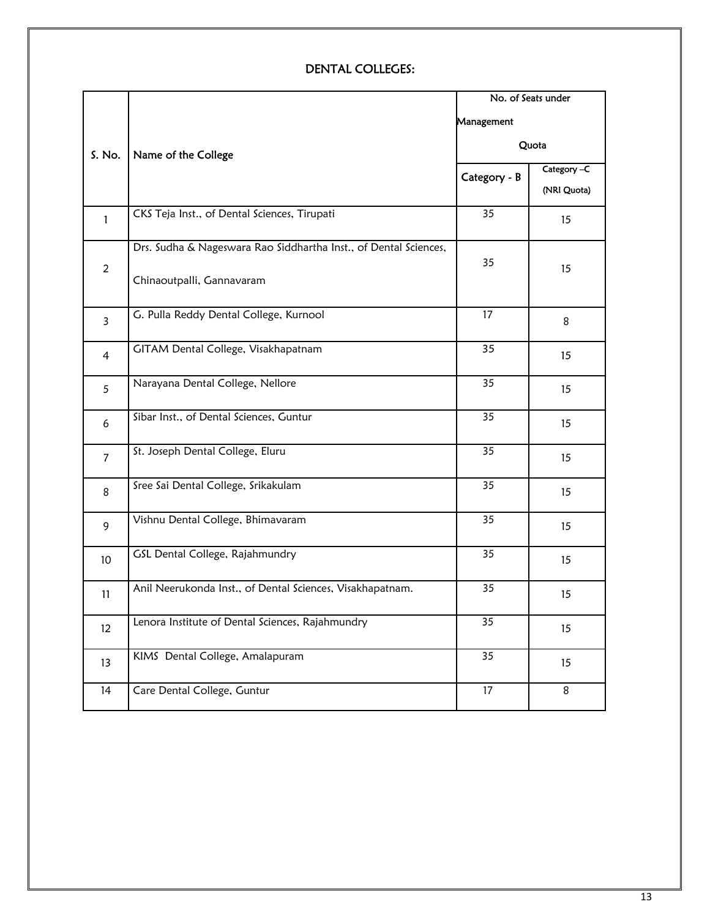## DENTAL COLLEGES:

| S. No. | Name of the College | No. of Seats under Management Quota | |
|---|---|---|---|
| | | Category - B | Category –C (NRI Quota) |
| 1 | CKS Teja Inst., of Dental Sciences, Tirupati | 35 | 15 |
| 2 | Drs. Sudha & Nageswara Rao Siddhartha Inst., of Dental Sciences, Chinaoutpalli, Gannavaram | 35 | 15 |
| 3 | G. Pulla Reddy Dental College, Kurnool | 17 | 8 |
| 4 | GITAM Dental College, Visakhapatnam | 35 | 15 |
| 5 | Narayana Dental College, Nellore | 35 | 15 |
| 6 | Sibar Inst., of Dental Sciences, Guntur | 35 | 15 |
| 7 | St. Joseph Dental College, Eluru | 35 | 15 |
| 8 | Sree Sai Dental College, Srikakulam | 35 | 15 |
| 9 | Vishnu Dental College, Bhimavaram | 35 | 15 |
| 10 | GSL Dental College, Rajahmundry | 35 | 15 |
| 11 | Anil Neerukonda Inst., of Dental Sciences, Visakhapatnam. | 35 | 15 |
| 12 | Lenora Institute of Dental Sciences, Rajahmundry | 35 | 15 |
| 13 | KIMS Dental College, Amalapuram | 35 | 15 |
| 14 | Care Dental College, Guntur | 17 | 8 |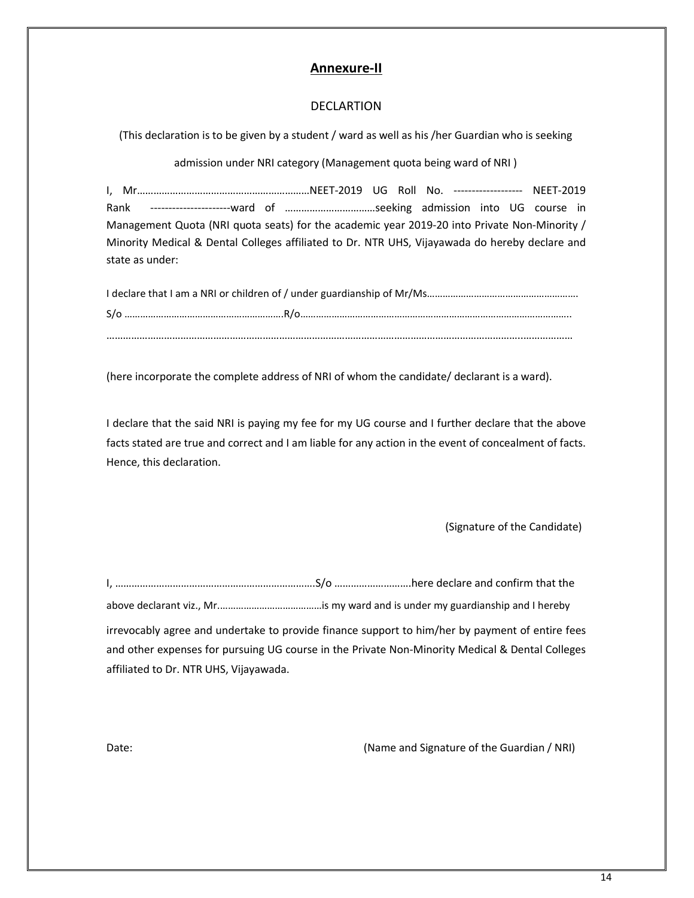## Annexure-II

DECLARTION

(This declaration is to be given by a student / ward as well as his /her Guardian who is seeking admission under NRI category (Management quota being ward of NRI )

I, Mr……………………………………………………NEET-2019 UG Roll No. ------------------- NEET-2019 Rank ----------------------ward of ……………………………seeking admission into UG course in Management Quota (NRI quota seats) for the academic year 2019-20 into Private Non-Minority / Minority Medical & Dental Colleges affiliated to Dr. NTR UHS, Vijayawada do hereby declare and state as under:

I declare that I am a NRI or children of / under guardianship of Mr/Ms…………………………………………………
S/o ……………………………………………………R/o……………………………………………………………………………………..
…………………………………………………………………………………………………………………………………………

(here incorporate the complete address of NRI of whom the candidate/ declarant is a ward).

I declare that the said NRI is paying my fee for my UG course and I further declare that the above facts stated are true and correct and I am liable for any action in the event of concealment of facts. Hence, this declaration.

(Signature of the Candidate)

I, ……………………………………………………………….S/o ……………………….here declare and confirm that the above declarant viz., Mr…………………………………is my ward and is under my guardianship and I hereby irrevocably agree and undertake to provide finance support to him/her by payment of entire fees and other expenses for pursuing UG course in the Private Non-Minority Medical & Dental Colleges affiliated to Dr. NTR UHS, Vijayawada.

Date: (Name and Signature of the Guardian / NRI)